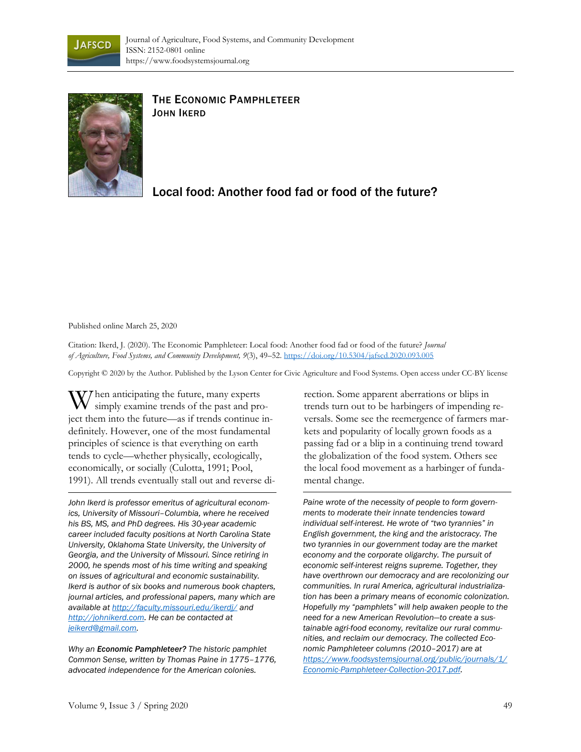Journal of Agriculture, Food Systems, and Community Development
ISSN: 2152-0801 online
https://www.foodsystemsjournal.org

# THE ECONOMIC PAMPHLETEER

## JOHN IKERD

# Local food: Another food fad or food of the future?

Published online March 25, 2020

Citation: Ikerd, J. (2020). The Economic Pamphleteer: Local food: Another food fad or food of the future? *Journal of Agriculture, Food Systems, and Community Development, 9*(3), 49–52. https://doi.org/10.5304/jafscd.2020.093.005

Copyright © 2020 by the Author. Published by the Lyson Center for Civic Agriculture and Food Systems. Open access under CC-BY license

When anticipating the future, many experts simply examine trends of the past and project them into the future—as if trends continue indefinitely. However, one of the most fundamental principles of science is that everything on earth tends to cycle—whether physically, ecologically, economically, or socially (Culotta, 1991; Pool, 1991). All trends eventually stall out and reverse direction. Some apparent aberrations or blips in trends turn out to be harbingers of impending reversals. Some see the reemergence of farmers markets and popularity of locally grown foods as a passing fad or a blip in a continuing trend toward the globalization of the food system. Others see the local food movement as a harbinger of fundamental change.

---

*John Ikerd is professor emeritus of agricultural economics, University of Missouri–Columbia, where he received his BS, MS, and PhD degrees. His 30-year academic career included faculty positions at North Carolina State University, Oklahoma State University, the University of Georgia, and the University of Missouri. Since retiring in 2000, he spends most of his time writing and speaking on issues of agricultural and economic sustainability. Ikerd is author of six books and numerous book chapters, journal articles, and professional papers, many which are available at http://faculty.missouri.edu/ikerdj/ and http://johnikerd.com. He can be contacted at jeikerd@gmail.com.*

*Why an **Economic Pamphleteer?** The historic pamphlet Common Sense, written by Thomas Paine in 1775–1776, advocated independence for the American colonies. Paine wrote of the necessity of people to form governments to moderate their innate tendencies toward individual self-interest. He wrote of "two tyrannies" in English government, the king and the aristocracy. The two tyrannies in our government today are the market economy and the corporate oligarchy. The pursuit of economic self-interest reigns supreme. Together, they have overthrown our democracy and are recolonizing our communities. In rural America, agricultural industrialization has been a primary means of economic colonization. Hopefully my "pamphlets" will help awaken people to the need for a new American Revolution—to create a sustainable agri-food economy, revitalize our rural communities, and reclaim our democracy. The collected Economic Pamphleteer columns (2010–2017) are at https://www.foodsystemsjournal.org/public/journals/1/Economic-Pamphleteer-Collection-2017.pdf.*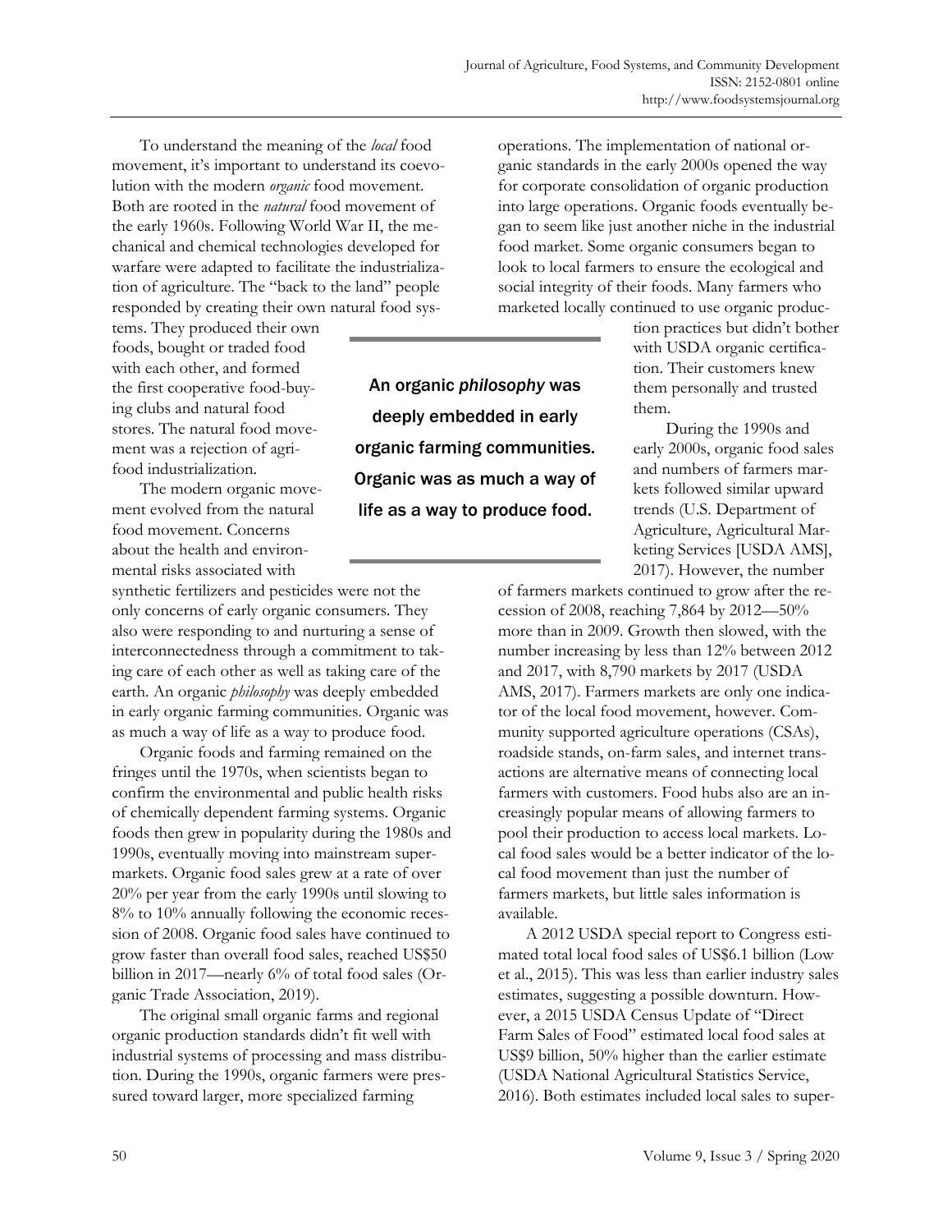To understand the meaning of the *local* food movement, it's important to understand its coevolution with the modern *organic* food movement. Both are rooted in the *natural* food movement of the early 1960s. Following World War II, the mechanical and chemical technologies developed for warfare were adapted to facilitate the industrialization of agriculture. The "back to the land" people responded by creating their own natural food systems. They produced their own foods, bought or traded food with each other, and formed the first cooperative food-buying clubs and natural food stores. The natural food movement was a rejection of agrifood industrialization.

The modern organic movement evolved from the natural food movement. Concerns about the health and environmental risks associated with synthetic fertilizers and pesticides were not the only concerns of early organic consumers. They also were responding to and nurturing a sense of interconnectedness through a commitment to taking care of each other as well as taking care of the earth. An organic *philosophy* was deeply embedded in early organic farming communities. Organic was as much a way of life as a way to produce food.

> An organic *philosophy* was deeply embedded in early organic farming communities. Organic was as much a way of life as a way to produce food.

Organic foods and farming remained on the fringes until the 1970s, when scientists began to confirm the environmental and public health risks of chemically dependent farming systems. Organic foods then grew in popularity during the 1980s and 1990s, eventually moving into mainstream supermarkets. Organic food sales grew at a rate of over 20% per year from the early 1990s until slowing to 8% to 10% annually following the economic recession of 2008. Organic food sales have continued to grow faster than overall food sales, reached US$50 billion in 2017—nearly 6% of total food sales (Organic Trade Association, 2019).

The original small organic farms and regional organic production standards didn't fit well with industrial systems of processing and mass distribution. During the 1990s, organic farmers were pressured toward larger, more specialized farming operations. The implementation of national organic standards in the early 2000s opened the way for corporate consolidation of organic production into large operations. Organic foods eventually began to seem like just another niche in the industrial food market. Some organic consumers began to look to local farmers to ensure the ecological and social integrity of their foods. Many farmers who marketed locally continued to use organic production practices but didn't bother with USDA organic certification. Their customers knew them personally and trusted them.

During the 1990s and early 2000s, organic food sales and numbers of farmers markets followed similar upward trends (U.S. Department of Agriculture, Agricultural Marketing Services [USDA AMS], 2017). However, the number of farmers markets continued to grow after the recession of 2008, reaching 7,864 by 2012—50% more than in 2009. Growth then slowed, with the number increasing by less than 12% between 2012 and 2017, with 8,790 markets by 2017 (USDA AMS, 2017). Farmers markets are only one indicator of the local food movement, however. Community supported agriculture operations (CSAs), roadside stands, on-farm sales, and internet transactions are alternative means of connecting local farmers with customers. Food hubs also are an increasingly popular means of allowing farmers to pool their production to access local markets. Local food sales would be a better indicator of the local food movement than just the number of farmers markets, but little sales information is available.

A 2012 USDA special report to Congress estimated total local food sales of US$6.1 billion (Low et al., 2015). This was less than earlier industry sales estimates, suggesting a possible downturn. However, a 2015 USDA Census Update of "Direct Farm Sales of Food" estimated local food sales at US$9 billion, 50% higher than the earlier estimate (USDA National Agricultural Statistics Service, 2016). Both estimates included local sales to super-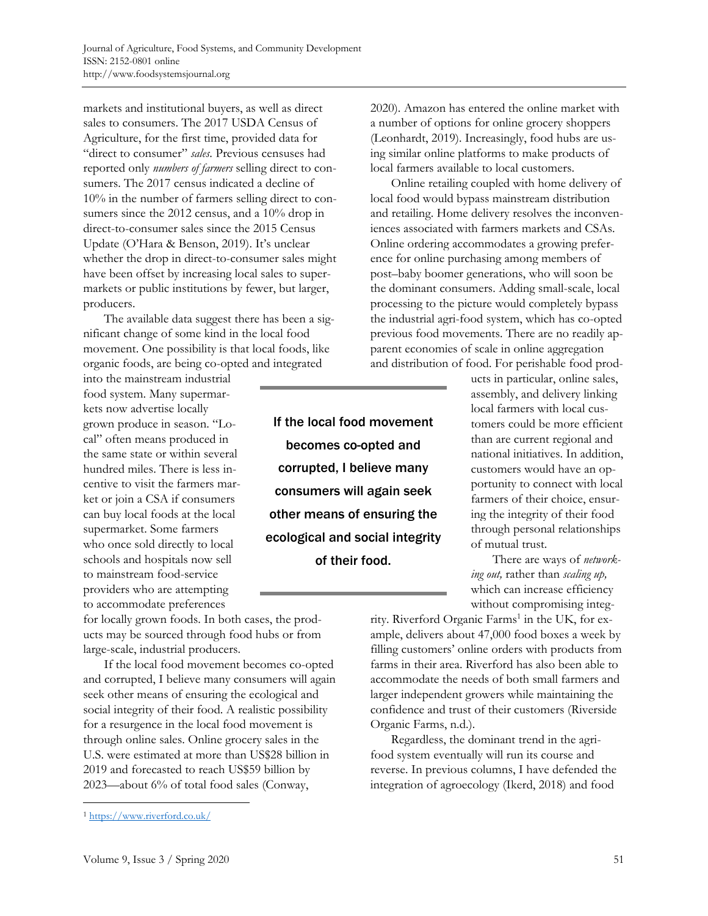markets and institutional buyers, as well as direct sales to consumers. The 2017 USDA Census of Agriculture, for the first time, provided data for "direct to consumer" *sales*. Previous censuses had reported only *numbers of farmers* selling direct to consumers. The 2017 census indicated a decline of 10% in the number of farmers selling direct to consumers since the 2012 census, and a 10% drop in direct-to-consumer sales since the 2015 Census Update (O'Hara & Benson, 2019). It's unclear whether the drop in direct-to-consumer sales might have been offset by increasing local sales to supermarkets or public institutions by fewer, but larger, producers.

The available data suggest there has been a significant change of some kind in the local food movement. One possibility is that local foods, like organic foods, are being co-opted and integrated into the mainstream industrial food system. Many supermarkets now advertise locally grown produce in season. "Local" often means produced in the same state or within several hundred miles. There is less incentive to visit the farmers market or join a CSA if consumers can buy local foods at the local supermarket. Some farmers who once sold directly to local schools and hospitals now sell to mainstream food-service providers who are attempting to accommodate preferences for locally grown foods. In both cases, the products may be sourced through food hubs or from large-scale, industrial producers.

> **If the local food movement becomes co-opted and corrupted, I believe many consumers will again seek other means of ensuring the ecological and social integrity of their food.**

If the local food movement becomes co-opted and corrupted, I believe many consumers will again seek other means of ensuring the ecological and social integrity of their food. A realistic possibility for a resurgence in the local food movement is through online sales. Online grocery sales in the U.S. were estimated at more than US$28 billion in 2019 and forecasted to reach US$59 billion by 2023—about 6% of total food sales (Conway, 2020). Amazon has entered the online market with a number of options for online grocery shoppers (Leonhardt, 2019). Increasingly, food hubs are using similar online platforms to make products of local farmers available to local customers.

Online retailing coupled with home delivery of local food would bypass mainstream distribution and retailing. Home delivery resolves the inconveniences associated with farmers markets and CSAs. Online ordering accommodates a growing preference for online purchasing among members of post–baby boomer generations, who will soon be the dominant consumers. Adding small-scale, local processing to the picture would completely bypass the industrial agri-food system, which has co-opted previous food movements. There are no readily apparent economies of scale in online aggregation and distribution of food. For perishable food products in particular, online sales, assembly, and delivery linking local farmers with local customers could be more efficient than are current regional and national initiatives. In addition, customers would have an opportunity to connect with local farmers of their choice, ensuring the integrity of their food through personal relationships of mutual trust.

There are ways of *networking out,* rather than *scaling up,* which can increase efficiency without compromising integrity. Riverford Organic Farms[1] in the UK, for example, delivers about 47,000 food boxes a week by filling customers' online orders with products from farms in their area. Riverford has also been able to accommodate the needs of both small farmers and larger independent growers while maintaining the confidence and trust of their customers (Riverside Organic Farms, n.d.).

Regardless, the dominant trend in the agri-food system eventually will run its course and reverse. In previous columns, I have defended the integration of agroecology (Ikerd, 2018) and food

---

[1] https://www.riverford.co.uk/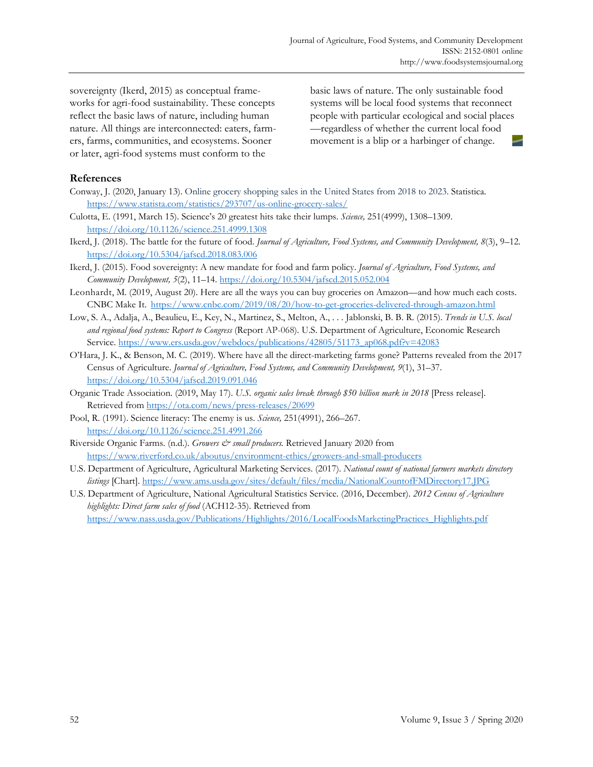sovereignty (Ikerd, 2015) as conceptual frameworks for agri-food sustainability. These concepts reflect the basic laws of nature, including human nature. All things are interconnected: eaters, farmers, farms, communities, and ecosystems. Sooner or later, agri-food systems must conform to the basic laws of nature. The only sustainable food systems will be local food systems that reconnect people with particular ecological and social places —regardless of whether the current local food movement is a blip or a harbinger of change.

## References

Conway, J. (2020, January 13). Online grocery shopping sales in the United States from 2018 to 2023. Statistica. https://www.statista.com/statistics/293707/us-online-grocery-sales/

Culotta, E. (1991, March 15). Science's 20 greatest hits take their lumps. *Science,* 251(4999), 1308–1309. https://doi.org/10.1126/science.251.4999.1308

Ikerd, J. (2018). The battle for the future of food. *Journal of Agriculture, Food Systems, and Community Development, 8*(3), 9–12. https://doi.org/10.5304/jafscd.2018.083.006

Ikerd, J. (2015). Food sovereignty: A new mandate for food and farm policy. *Journal of Agriculture, Food Systems, and Community Development, 5*(2), 11–14. https://doi.org/10.5304/jafscd.2015.052.004

Leonhardt, M. (2019, August 20). Here are all the ways you can buy groceries on Amazon—and how much each costs. CNBC Make It. https://www.cnbc.com/2019/08/20/how-to-get-groceries-delivered-through-amazon.html

Low, S. A., Adalja, A., Beaulieu, E., Key, N., Martinez, S., Melton, A., . . . Jablonski, B. B. R. (2015). *Trends in U.S. local and regional food systems: Report to Congress* (Report AP-068). U.S. Department of Agriculture, Economic Research Service. https://www.ers.usda.gov/webdocs/publications/42805/51173_ap068.pdf?v=42083

O'Hara, J. K., & Benson, M. C. (2019). Where have all the direct-marketing farms gone? Patterns revealed from the 2017 Census of Agriculture. *Journal of Agriculture, Food Systems, and Community Development, 9*(1), 31–37. https://doi.org/10.5304/jafscd.2019.091.046

Organic Trade Association. (2019, May 17). *U.S. organic sales break through $50 billion mark in 2018* [Press release]. Retrieved from https://ota.com/news/press-releases/20699

Pool, R. (1991). Science literacy: The enemy is us. *Science,* 251(4991), 266–267. https://doi.org/10.1126/science.251.4991.266

Riverside Organic Farms. (n.d.). *Growers & small producers.* Retrieved January 2020 from https://www.riverford.co.uk/aboutus/environment-ethics/growers-and-small-producers

U.S. Department of Agriculture, Agricultural Marketing Services. (2017). *National count of national farmers markets directory listings* [Chart]. https://www.ams.usda.gov/sites/default/files/media/NationalCountofFMDirectory17.JPG

U.S. Department of Agriculture, National Agricultural Statistics Service. (2016, December). *2012 Census of Agriculture highlights: Direct farm sales of food* (ACH12-35). Retrieved from https://www.nass.usda.gov/Publications/Highlights/2016/LocalFoodsMarketingPractices_Highlights.pdf